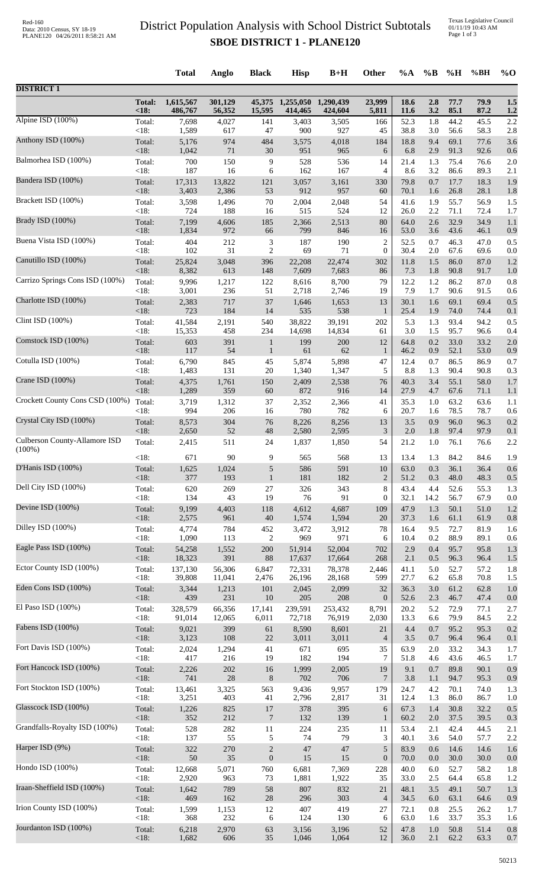# District Population Analysis with School District Subtotals

## SBOE DISTRICT 1 - PLANE120

Red-160
Data: 2010 Census, SY 18-19
PLANE120 04/26/2011 8:58:21 AM

Texas Legislative Council
01/11/19 10:43 AM

| | | Total | Anglo | Black | Hisp | B+H | Other | %A | %B | %H | %BH | %O |
|---|---|---|---|---|---|---|---|---|---|---|---|---|
| **DISTRICT 1** | | | | | | | | | | | | |
| | **Total:** | **1,615,567** | **301,129** | **45,375** | **1,255,050** | **1,290,439** | **23,999** | **18.6** | **2.8** | **77.7** | **79.9** | **1.5** |
| | **<18:** | **486,767** | **56,352** | **15,595** | **414,465** | **424,604** | **5,811** | **11.6** | **3.2** | **85.1** | **87.2** | **1.2** |
| Alpine ISD (100%) | Total: | 7,698 | 4,027 | 141 | 3,403 | 3,505 | 166 | 52.3 | 1.8 | 44.2 | 45.5 | 2.2 |
| | <18: | 1,589 | 617 | 47 | 900 | 927 | 45 | 38.8 | 3.0 | 56.6 | 58.3 | 2.8 |
| Anthony ISD (100%) | Total: | 5,176 | 974 | 484 | 3,575 | 4,018 | 184 | 18.8 | 9.4 | 69.1 | 77.6 | 3.6 |
| | <18: | 1,042 | 71 | 30 | 951 | 965 | 6 | 6.8 | 2.9 | 91.3 | 92.6 | 0.6 |
| Balmorhea ISD (100%) | Total: | 700 | 150 | 9 | 528 | 536 | 14 | 21.4 | 1.3 | 75.4 | 76.6 | 2.0 |
| | <18: | 187 | 16 | 6 | 162 | 167 | 4 | 8.6 | 3.2 | 86.6 | 89.3 | 2.1 |
| Bandera ISD (100%) | Total: | 17,313 | 13,822 | 121 | 3,057 | 3,161 | 330 | 79.8 | 0.7 | 17.7 | 18.3 | 1.9 |
| | <18: | 3,403 | 2,386 | 53 | 912 | 957 | 60 | 70.1 | 1.6 | 26.8 | 28.1 | 1.8 |
| Brackett ISD (100%) | Total: | 3,598 | 1,496 | 70 | 2,004 | 2,048 | 54 | 41.6 | 1.9 | 55.7 | 56.9 | 1.5 |
| | <18: | 724 | 188 | 16 | 515 | 524 | 12 | 26.0 | 2.2 | 71.1 | 72.4 | 1.7 |
| Brady ISD (100%) | Total: | 7,199 | 4,606 | 185 | 2,366 | 2,513 | 80 | 64.0 | 2.6 | 32.9 | 34.9 | 1.1 |
| | <18: | 1,834 | 972 | 66 | 799 | 846 | 16 | 53.0 | 3.6 | 43.6 | 46.1 | 0.9 |
| Buena Vista ISD (100%) | Total: | 404 | 212 | 3 | 187 | 190 | 2 | 52.5 | 0.7 | 46.3 | 47.0 | 0.5 |
| | <18: | 102 | 31 | 2 | 69 | 71 | 0 | 30.4 | 2.0 | 67.6 | 69.6 | 0.0 |
| Canutillo ISD (100%) | Total: | 25,824 | 3,048 | 396 | 22,208 | 22,474 | 302 | 11.8 | 1.5 | 86.0 | 87.0 | 1.2 |
| | <18: | 8,382 | 613 | 148 | 7,609 | 7,683 | 86 | 7.3 | 1.8 | 90.8 | 91.7 | 1.0 |
| Carrizo Springs Cons ISD (100%) | Total: | 9,996 | 1,217 | 122 | 8,616 | 8,700 | 79 | 12.2 | 1.2 | 86.2 | 87.0 | 0.8 |
| | <18: | 3,001 | 236 | 51 | 2,718 | 2,746 | 19 | 7.9 | 1.7 | 90.6 | 91.5 | 0.6 |
| Charlotte ISD (100%) | Total: | 2,383 | 717 | 37 | 1,646 | 1,653 | 13 | 30.1 | 1.6 | 69.1 | 69.4 | 0.5 |
| | <18: | 723 | 184 | 14 | 535 | 538 | 1 | 25.4 | 1.9 | 74.0 | 74.4 | 0.1 |
| Clint ISD (100%) | Total: | 41,584 | 2,191 | 540 | 38,822 | 39,191 | 202 | 5.3 | 1.3 | 93.4 | 94.2 | 0.5 |
| | <18: | 15,353 | 458 | 234 | 14,698 | 14,834 | 61 | 3.0 | 1.5 | 95.7 | 96.6 | 0.4 |
| Comstock ISD (100%) | Total: | 603 | 391 | 1 | 199 | 200 | 12 | 64.8 | 0.2 | 33.0 | 33.2 | 2.0 |
| | <18: | 117 | 54 | 1 | 61 | 62 | 1 | 46.2 | 0.9 | 52.1 | 53.0 | 0.9 |
| Cotulla ISD (100%) | Total: | 6,790 | 845 | 45 | 5,874 | 5,898 | 47 | 12.4 | 0.7 | 86.5 | 86.9 | 0.7 |
| | <18: | 1,483 | 131 | 20 | 1,340 | 1,347 | 5 | 8.8 | 1.3 | 90.4 | 90.8 | 0.3 |
| Crane ISD (100%) | Total: | 4,375 | 1,761 | 150 | 2,409 | 2,538 | 76 | 40.3 | 3.4 | 55.1 | 58.0 | 1.7 |
| | <18: | 1,289 | 359 | 60 | 872 | 916 | 14 | 27.9 | 4.7 | 67.6 | 71.1 | 1.1 |
| Crockett County Cons CSD (100%) | Total: | 3,719 | 1,312 | 37 | 2,352 | 2,366 | 41 | 35.3 | 1.0 | 63.2 | 63.6 | 1.1 |
| | <18: | 994 | 206 | 16 | 780 | 782 | 6 | 20.7 | 1.6 | 78.5 | 78.7 | 0.6 |
| Crystal City ISD (100%) | Total: | 8,573 | 304 | 76 | 8,226 | 8,256 | 13 | 3.5 | 0.9 | 96.0 | 96.3 | 0.2 |
| | <18: | 2,650 | 52 | 48 | 2,580 | 2,595 | 3 | 2.0 | 1.8 | 97.4 | 97.9 | 0.1 |
| Culberson County-Allamore ISD (100%) | Total: | 2,415 | 511 | 24 | 1,837 | 1,850 | 54 | 21.2 | 1.0 | 76.1 | 76.6 | 2.2 |
| | <18: | 671 | 90 | 9 | 565 | 568 | 13 | 13.4 | 1.3 | 84.2 | 84.6 | 1.9 |
| D'Hanis ISD (100%) | Total: | 1,625 | 1,024 | 5 | 586 | 591 | 10 | 63.0 | 0.3 | 36.1 | 36.4 | 0.6 |
| | <18: | 377 | 193 | 1 | 181 | 182 | 2 | 51.2 | 0.3 | 48.0 | 48.3 | 0.5 |
| Dell City ISD (100%) | Total: | 620 | 269 | 27 | 326 | 343 | 8 | 43.4 | 4.4 | 52.6 | 55.3 | 1.3 |
| | <18: | 134 | 43 | 19 | 76 | 91 | 0 | 32.1 | 14.2 | 56.7 | 67.9 | 0.0 |
| Devine ISD (100%) | Total: | 9,199 | 4,403 | 118 | 4,612 | 4,687 | 109 | 47.9 | 1.3 | 50.1 | 51.0 | 1.2 |
| | <18: | 2,575 | 961 | 40 | 1,574 | 1,594 | 20 | 37.3 | 1.6 | 61.1 | 61.9 | 0.8 |
| Dilley ISD (100%) | Total: | 4,774 | 784 | 452 | 3,472 | 3,912 | 78 | 16.4 | 9.5 | 72.7 | 81.9 | 1.6 |
| | <18: | 1,090 | 113 | 2 | 969 | 971 | 6 | 10.4 | 0.2 | 88.9 | 89.1 | 0.6 |
| Eagle Pass ISD (100%) | Total: | 54,258 | 1,552 | 200 | 51,914 | 52,004 | 702 | 2.9 | 0.4 | 95.7 | 95.8 | 1.3 |
| | <18: | 18,323 | 391 | 88 | 17,637 | 17,664 | 268 | 2.1 | 0.5 | 96.3 | 96.4 | 1.5 |
| Ector County ISD (100%) | Total: | 137,130 | 56,306 | 6,847 | 72,331 | 78,378 | 2,446 | 41.1 | 5.0 | 52.7 | 57.2 | 1.8 |
| | <18: | 39,808 | 11,041 | 2,476 | 26,196 | 28,168 | 599 | 27.7 | 6.2 | 65.8 | 70.8 | 1.5 |
| Eden Cons ISD (100%) | Total: | 3,344 | 1,213 | 101 | 2,045 | 2,099 | 32 | 36.3 | 3.0 | 61.2 | 62.8 | 1.0 |
| | <18: | 439 | 231 | 10 | 205 | 208 | 0 | 52.6 | 2.3 | 46.7 | 47.4 | 0.0 |
| El Paso ISD (100%) | Total: | 328,579 | 66,356 | 17,141 | 239,591 | 253,432 | 8,791 | 20.2 | 5.2 | 72.9 | 77.1 | 2.7 |
| | <18: | 91,014 | 12,065 | 6,011 | 72,718 | 76,919 | 2,030 | 13.3 | 6.6 | 79.9 | 84.5 | 2.2 |
| Fabens ISD (100%) | Total: | 9,021 | 399 | 61 | 8,590 | 8,601 | 21 | 4.4 | 0.7 | 95.2 | 95.3 | 0.2 |
| | <18: | 3,123 | 108 | 22 | 3,011 | 3,011 | 4 | 3.5 | 0.7 | 96.4 | 96.4 | 0.1 |
| Fort Davis ISD (100%) | Total: | 2,024 | 1,294 | 41 | 671 | 695 | 35 | 63.9 | 2.0 | 33.2 | 34.3 | 1.7 |
| | <18: | 417 | 216 | 19 | 182 | 194 | 7 | 51.8 | 4.6 | 43.6 | 46.5 | 1.7 |
| Fort Hancock ISD (100%) | Total: | 2,226 | 202 | 16 | 1,999 | 2,005 | 19 | 9.1 | 0.7 | 89.8 | 90.1 | 0.9 |
| | <18: | 741 | 28 | 8 | 702 | 706 | 7 | 3.8 | 1.1 | 94.7 | 95.3 | 0.9 |
| Fort Stockton ISD (100%) | Total: | 13,461 | 3,325 | 563 | 9,436 | 9,957 | 179 | 24.7 | 4.2 | 70.1 | 74.0 | 1.3 |
| | <18: | 3,251 | 403 | 41 | 2,796 | 2,817 | 31 | 12.4 | 1.3 | 86.0 | 86.7 | 1.0 |
| Glasscock ISD (100%) | Total: | 1,226 | 825 | 17 | 378 | 395 | 6 | 67.3 | 1.4 | 30.8 | 32.2 | 0.5 |
| | <18: | 352 | 212 | 7 | 132 | 139 | 1 | 60.2 | 2.0 | 37.5 | 39.5 | 0.3 |
| Grandfalls-Royalty ISD (100%) | Total: | 528 | 282 | 11 | 224 | 235 | 11 | 53.4 | 2.1 | 42.4 | 44.5 | 2.1 |
| | <18: | 137 | 55 | 5 | 74 | 79 | 3 | 40.1 | 3.6 | 54.0 | 57.7 | 2.2 |
| Harper ISD (9%) | Total: | 322 | 270 | 2 | 47 | 47 | 5 | 83.9 | 0.6 | 14.6 | 14.6 | 1.6 |
| | <18: | 50 | 35 | 0 | 15 | 15 | 0 | 70.0 | 0.0 | 30.0 | 30.0 | 0.0 |
| Hondo ISD (100%) | Total: | 12,668 | 5,071 | 760 | 6,681 | 7,369 | 228 | 40.0 | 6.0 | 52.7 | 58.2 | 1.8 |
| | <18: | 2,920 | 963 | 73 | 1,881 | 1,922 | 35 | 33.0 | 2.5 | 64.4 | 65.8 | 1.2 |
| Iraan-Sheffield ISD (100%) | Total: | 1,642 | 789 | 58 | 807 | 832 | 21 | 48.1 | 3.5 | 49.1 | 50.7 | 1.3 |
| | <18: | 469 | 162 | 28 | 296 | 303 | 4 | 34.5 | 6.0 | 63.1 | 64.6 | 0.9 |
| Irion County ISD (100%) | Total: | 1,599 | 1,153 | 12 | 407 | 419 | 27 | 72.1 | 0.8 | 25.5 | 26.2 | 1.7 |
| | <18: | 368 | 232 | 6 | 124 | 130 | 6 | 63.0 | 1.6 | 33.7 | 35.3 | 1.6 |
| Jourdanton ISD (100%) | Total: | 6,218 | 2,970 | 63 | 3,156 | 3,196 | 52 | 47.8 | 1.0 | 50.8 | 51.4 | 0.8 |
| | <18: | 1,682 | 606 | 35 | 1,046 | 1,064 | 12 | 36.0 | 2.1 | 62.2 | 63.3 | 0.7 |

50213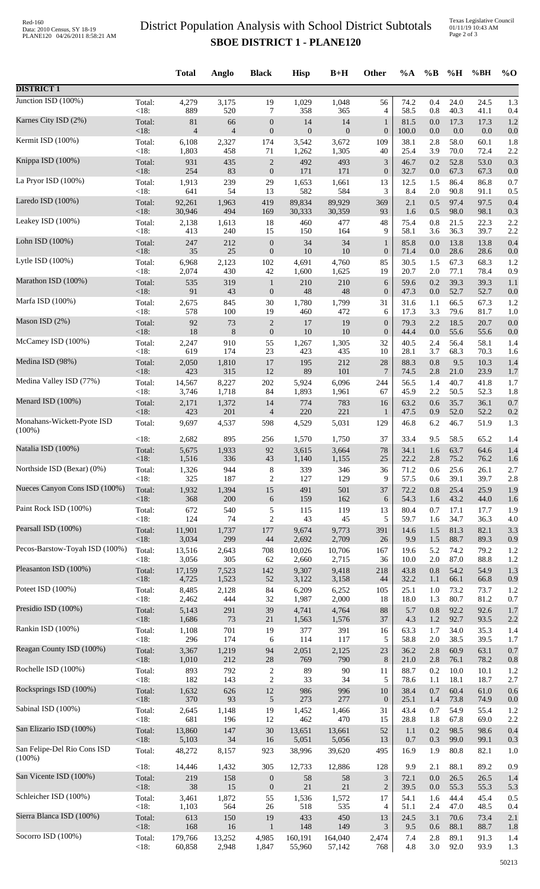# District Population Analysis with School District Subtotals

## SBOE DISTRICT 1 - PLANE120

| | | Total | Anglo | Black | Hisp | B+H | Other | %A | %B | %H | %BH | %O |
|---|---|---|---|---|---|---|---|---|---|---|---|---|
| **DISTRICT 1** | | | | | | | | | | | | |
| Junction ISD (100%) | Total: | 4,279 | 3,175 | 19 | 1,029 | 1,048 | 56 | 74.2 | 0.4 | 24.0 | 24.5 | 1.3 |
| | <18: | 889 | 520 | 7 | 358 | 365 | 4 | 58.5 | 0.8 | 40.3 | 41.1 | 0.4 |
| Karnes City ISD (2%) | Total: | 81 | 66 | 0 | 14 | 14 | 1 | 81.5 | 0.0 | 17.3 | 17.3 | 1.2 |
| | <18: | 4 | 4 | 0 | 0 | 0 | 0 | 100.0 | 0.0 | 0.0 | 0.0 | 0.0 |
| Kermit ISD (100%) | Total: | 6,108 | 2,327 | 174 | 3,542 | 3,672 | 109 | 38.1 | 2.8 | 58.0 | 60.1 | 1.8 |
| | <18: | 1,803 | 458 | 71 | 1,262 | 1,305 | 40 | 25.4 | 3.9 | 70.0 | 72.4 | 2.2 |
| Knippa ISD (100%) | Total: | 931 | 435 | 2 | 492 | 493 | 3 | 46.7 | 0.2 | 52.8 | 53.0 | 0.3 |
| | <18: | 254 | 83 | 0 | 171 | 171 | 0 | 32.7 | 0.0 | 67.3 | 67.3 | 0.0 |
| La Pryor ISD (100%) | Total: | 1,913 | 239 | 29 | 1,653 | 1,661 | 13 | 12.5 | 1.5 | 86.4 | 86.8 | 0.7 |
| | <18: | 641 | 54 | 13 | 582 | 584 | 3 | 8.4 | 2.0 | 90.8 | 91.1 | 0.5 |
| Laredo ISD (100%) | Total: | 92,261 | 1,963 | 419 | 89,834 | 89,929 | 369 | 2.1 | 0.5 | 97.4 | 97.5 | 0.4 |
| | <18: | 30,946 | 494 | 169 | 30,333 | 30,359 | 93 | 1.6 | 0.5 | 98.0 | 98.1 | 0.3 |
| Leakey ISD (100%) | Total: | 2,138 | 1,613 | 18 | 460 | 477 | 48 | 75.4 | 0.8 | 21.5 | 22.3 | 2.2 |
| | <18: | 413 | 240 | 15 | 150 | 164 | 9 | 58.1 | 3.6 | 36.3 | 39.7 | 2.2 |
| Lohn ISD (100%) | Total: | 247 | 212 | 0 | 34 | 34 | 1 | 85.8 | 0.0 | 13.8 | 13.8 | 0.4 |
| | <18: | 35 | 25 | 0 | 10 | 10 | 0 | 71.4 | 0.0 | 28.6 | 28.6 | 0.0 |
| Lytle ISD (100%) | Total: | 6,968 | 2,123 | 102 | 4,691 | 4,760 | 85 | 30.5 | 1.5 | 67.3 | 68.3 | 1.2 |
| | <18: | 2,074 | 430 | 42 | 1,600 | 1,625 | 19 | 20.7 | 2.0 | 77.1 | 78.4 | 0.9 |
| Marathon ISD (100%) | Total: | 535 | 319 | 1 | 210 | 210 | 6 | 59.6 | 0.2 | 39.3 | 39.3 | 1.1 |
| | <18: | 91 | 43 | 0 | 48 | 48 | 0 | 47.3 | 0.0 | 52.7 | 52.7 | 0.0 |
| Marfa ISD (100%) | Total: | 2,675 | 845 | 30 | 1,780 | 1,799 | 31 | 31.6 | 1.1 | 66.5 | 67.3 | 1.2 |
| | <18: | 578 | 100 | 19 | 460 | 472 | 6 | 17.3 | 3.3 | 79.6 | 81.7 | 1.0 |
| Mason ISD (2%) | Total: | 92 | 73 | 2 | 17 | 19 | 0 | 79.3 | 2.2 | 18.5 | 20.7 | 0.0 |
| | <18: | 18 | 8 | 0 | 10 | 10 | 0 | 44.4 | 0.0 | 55.6 | 55.6 | 0.0 |
| McCamey ISD (100%) | Total: | 2,247 | 910 | 55 | 1,267 | 1,305 | 32 | 40.5 | 2.4 | 56.4 | 58.1 | 1.4 |
| | <18: | 619 | 174 | 23 | 423 | 435 | 10 | 28.1 | 3.7 | 68.3 | 70.3 | 1.6 |
| Medina ISD (98%) | Total: | 2,050 | 1,810 | 17 | 195 | 212 | 28 | 88.3 | 0.8 | 9.5 | 10.3 | 1.4 |
| | <18: | 423 | 315 | 12 | 89 | 101 | 7 | 74.5 | 2.8 | 21.0 | 23.9 | 1.7 |
| Medina Valley ISD (77%) | Total: | 14,567 | 8,227 | 202 | 5,924 | 6,096 | 244 | 56.5 | 1.4 | 40.7 | 41.8 | 1.7 |
| | <18: | 3,746 | 1,718 | 84 | 1,893 | 1,961 | 67 | 45.9 | 2.2 | 50.5 | 52.3 | 1.8 |
| Menard ISD (100%) | Total: | 2,171 | 1,372 | 14 | 774 | 783 | 16 | 63.2 | 0.6 | 35.7 | 36.1 | 0.7 |
| | <18: | 423 | 201 | 4 | 220 | 221 | 1 | 47.5 | 0.9 | 52.0 | 52.2 | 0.2 |
| Monahans-Wickett-Pyote ISD (100%) | Total: | 9,697 | 4,537 | 598 | 4,529 | 5,031 | 129 | 46.8 | 6.2 | 46.7 | 51.9 | 1.3 |
| | <18: | 2,682 | 895 | 256 | 1,570 | 1,750 | 37 | 33.4 | 9.5 | 58.5 | 65.2 | 1.4 |
| Natalia ISD (100%) | Total: | 5,675 | 1,933 | 92 | 3,615 | 3,664 | 78 | 34.1 | 1.6 | 63.7 | 64.6 | 1.4 |
| | <18: | 1,516 | 336 | 43 | 1,140 | 1,155 | 25 | 22.2 | 2.8 | 75.2 | 76.2 | 1.6 |
| Northside ISD (Bexar) (0%) | Total: | 1,326 | 944 | 8 | 339 | 346 | 36 | 71.2 | 0.6 | 25.6 | 26.1 | 2.7 |
| | <18: | 325 | 187 | 2 | 127 | 129 | 9 | 57.5 | 0.6 | 39.1 | 39.7 | 2.8 |
| Nueces Canyon Cons ISD (100%) | Total: | 1,932 | 1,394 | 15 | 491 | 501 | 37 | 72.2 | 0.8 | 25.4 | 25.9 | 1.9 |
| | <18: | 368 | 200 | 6 | 159 | 162 | 6 | 54.3 | 1.6 | 43.2 | 44.0 | 1.6 |
| Paint Rock ISD (100%) | Total: | 672 | 540 | 5 | 115 | 119 | 13 | 80.4 | 0.7 | 17.1 | 17.7 | 1.9 |
| | <18: | 124 | 74 | 2 | 43 | 45 | 5 | 59.7 | 1.6 | 34.7 | 36.3 | 4.0 |
| Pearsall ISD (100%) | Total: | 11,901 | 1,737 | 177 | 9,674 | 9,773 | 391 | 14.6 | 1.5 | 81.3 | 82.1 | 3.3 |
| | <18: | 3,034 | 299 | 44 | 2,692 | 2,709 | 26 | 9.9 | 1.5 | 88.7 | 89.3 | 0.9 |
| Pecos-Barstow-Toyah ISD (100%) | Total: | 13,516 | 2,643 | 708 | 10,026 | 10,706 | 167 | 19.6 | 5.2 | 74.2 | 79.2 | 1.2 |
| | <18: | 3,056 | 305 | 62 | 2,660 | 2,715 | 36 | 10.0 | 2.0 | 87.0 | 88.8 | 1.2 |
| Pleasanton ISD (100%) | Total: | 17,159 | 7,523 | 142 | 9,307 | 9,418 | 218 | 43.8 | 0.8 | 54.2 | 54.9 | 1.3 |
| | <18: | 4,725 | 1,523 | 52 | 3,122 | 3,158 | 44 | 32.2 | 1.1 | 66.1 | 66.8 | 0.9 |
| Poteet ISD (100%) | Total: | 8,485 | 2,128 | 84 | 6,209 | 6,252 | 105 | 25.1 | 1.0 | 73.2 | 73.7 | 1.2 |
| | <18: | 2,462 | 444 | 32 | 1,987 | 2,000 | 18 | 18.0 | 1.3 | 80.7 | 81.2 | 0.7 |
| Presidio ISD (100%) | Total: | 5,143 | 291 | 39 | 4,741 | 4,764 | 88 | 5.7 | 0.8 | 92.2 | 92.6 | 1.7 |
| | <18: | 1,686 | 73 | 21 | 1,563 | 1,576 | 37 | 4.3 | 1.2 | 92.7 | 93.5 | 2.2 |
| Rankin ISD (100%) | Total: | 1,108 | 701 | 19 | 377 | 391 | 16 | 63.3 | 1.7 | 34.0 | 35.3 | 1.4 |
| | <18: | 296 | 174 | 6 | 114 | 117 | 5 | 58.8 | 2.0 | 38.5 | 39.5 | 1.7 |
| Reagan County ISD (100%) | Total: | 3,367 | 1,219 | 94 | 2,051 | 2,125 | 23 | 36.2 | 2.8 | 60.9 | 63.1 | 0.7 |
| | <18: | 1,010 | 212 | 28 | 769 | 790 | 8 | 21.0 | 2.8 | 76.1 | 78.2 | 0.8 |
| Rochelle ISD (100%) | Total: | 893 | 792 | 2 | 89 | 90 | 11 | 88.7 | 0.2 | 10.0 | 10.1 | 1.2 |
| | <18: | 182 | 143 | 2 | 33 | 34 | 5 | 78.6 | 1.1 | 18.1 | 18.7 | 2.7 |
| Rocksprings ISD (100%) | Total: | 1,632 | 626 | 12 | 986 | 996 | 10 | 38.4 | 0.7 | 60.4 | 61.0 | 0.6 |
| | <18: | 370 | 93 | 5 | 273 | 277 | 0 | 25.1 | 1.4 | 73.8 | 74.9 | 0.0 |
| Sabinal ISD (100%) | Total: | 2,645 | 1,148 | 19 | 1,452 | 1,466 | 31 | 43.4 | 0.7 | 54.9 | 55.4 | 1.2 |
| | <18: | 681 | 196 | 12 | 462 | 470 | 15 | 28.8 | 1.8 | 67.8 | 69.0 | 2.2 |
| San Elizario ISD (100%) | Total: | 13,860 | 147 | 30 | 13,651 | 13,661 | 52 | 1.1 | 0.2 | 98.5 | 98.6 | 0.4 |
| | <18: | 5,103 | 34 | 16 | 5,051 | 5,056 | 13 | 0.7 | 0.3 | 99.0 | 99.1 | 0.3 |
| San Felipe-Del Rio Cons ISD (100%) | Total: | 48,272 | 8,157 | 923 | 38,996 | 39,620 | 495 | 16.9 | 1.9 | 80.8 | 82.1 | 1.0 |
| | <18: | 14,446 | 1,432 | 305 | 12,733 | 12,886 | 128 | 9.9 | 2.1 | 88.1 | 89.2 | 0.9 |
| San Vicente ISD (100%) | Total: | 219 | 158 | 0 | 58 | 58 | 3 | 72.1 | 0.0 | 26.5 | 26.5 | 1.4 |
| | <18: | 38 | 15 | 0 | 21 | 21 | 2 | 39.5 | 0.0 | 55.3 | 55.3 | 5.3 |
| Schleicher ISD (100%) | Total: | 3,461 | 1,872 | 55 | 1,536 | 1,572 | 17 | 54.1 | 1.6 | 44.4 | 45.4 | 0.5 |
| | <18: | 1,103 | 564 | 26 | 518 | 535 | 4 | 51.1 | 2.4 | 47.0 | 48.5 | 0.4 |
| Sierra Blanca ISD (100%) | Total: | 613 | 150 | 19 | 433 | 450 | 13 | 24.5 | 3.1 | 70.6 | 73.4 | 2.1 |
| | <18: | 168 | 16 | 1 | 148 | 149 | 3 | 9.5 | 0.6 | 88.1 | 88.7 | 1.8 |
| Socorro ISD (100%) | Total: | 179,766 | 13,252 | 4,985 | 160,191 | 164,040 | 2,474 | 7.4 | 2.8 | 89.1 | 91.3 | 1.4 |
| | <18: | 60,858 | 2,948 | 1,847 | 55,960 | 57,142 | 768 | 4.8 | 3.0 | 92.0 | 93.9 | 1.3 |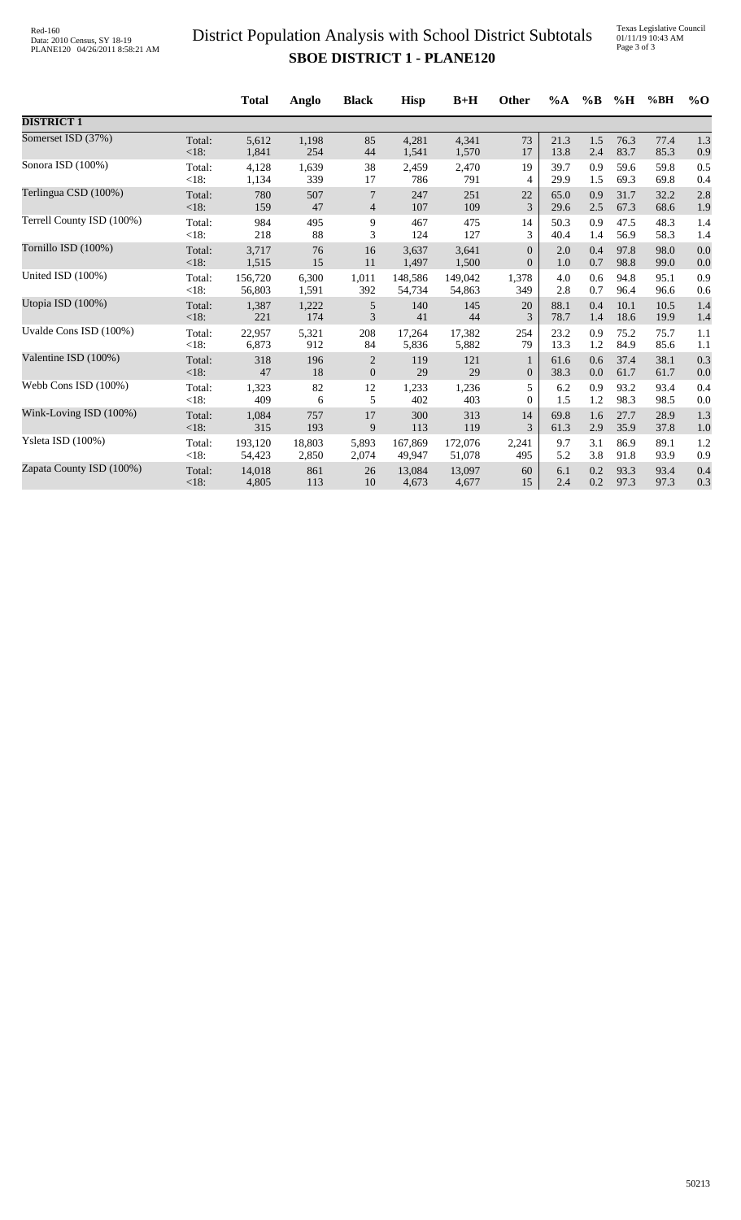# District Population Analysis with School District Subtotals

## SBOE DISTRICT 1 - PLANE120

| | | Total | Anglo | Black | Hisp | B+H | Other | %A | %B | %H | %BH | %O |
|---|---|---|---|---|---|---|---|---|---|---|---|---|
| **DISTRICT 1** | | | | | | | | | | | | |
| Somerset ISD (37%) | Total: | 5,612 | 1,198 | 85 | 4,281 | 4,341 | 73 | 21.3 | 1.5 | 76.3 | 77.4 | 1.3 |
| | <18: | 1,841 | 254 | 44 | 1,541 | 1,570 | 17 | 13.8 | 2.4 | 83.7 | 85.3 | 0.9 |
| Sonora ISD (100%) | Total: | 4,128 | 1,639 | 38 | 2,459 | 2,470 | 19 | 39.7 | 0.9 | 59.6 | 59.8 | 0.5 |
| | <18: | 1,134 | 339 | 17 | 786 | 791 | 4 | 29.9 | 1.5 | 69.3 | 69.8 | 0.4 |
| Terlingua CSD (100%) | Total: | 780 | 507 | 7 | 247 | 251 | 22 | 65.0 | 0.9 | 31.7 | 32.2 | 2.8 |
| | <18: | 159 | 47 | 4 | 107 | 109 | 3 | 29.6 | 2.5 | 67.3 | 68.6 | 1.9 |
| Terrell County ISD (100%) | Total: | 984 | 495 | 9 | 467 | 475 | 14 | 50.3 | 0.9 | 47.5 | 48.3 | 1.4 |
| | <18: | 218 | 88 | 3 | 124 | 127 | 3 | 40.4 | 1.4 | 56.9 | 58.3 | 1.4 |
| Tornillo ISD (100%) | Total: | 3,717 | 76 | 16 | 3,637 | 3,641 | 0 | 2.0 | 0.4 | 97.8 | 98.0 | 0.0 |
| | <18: | 1,515 | 15 | 11 | 1,497 | 1,500 | 0 | 1.0 | 0.7 | 98.8 | 99.0 | 0.0 |
| United ISD (100%) | Total: | 156,720 | 6,300 | 1,011 | 148,586 | 149,042 | 1,378 | 4.0 | 0.6 | 94.8 | 95.1 | 0.9 |
| | <18: | 56,803 | 1,591 | 392 | 54,734 | 54,863 | 349 | 2.8 | 0.7 | 96.4 | 96.6 | 0.6 |
| Utopia ISD (100%) | Total: | 1,387 | 1,222 | 5 | 140 | 145 | 20 | 88.1 | 0.4 | 10.1 | 10.5 | 1.4 |
| | <18: | 221 | 174 | 3 | 41 | 44 | 3 | 78.7 | 1.4 | 18.6 | 19.9 | 1.4 |
| Uvalde Cons ISD (100%) | Total: | 22,957 | 5,321 | 208 | 17,264 | 17,382 | 254 | 23.2 | 0.9 | 75.2 | 75.7 | 1.1 |
| | <18: | 6,873 | 912 | 84 | 5,836 | 5,882 | 79 | 13.3 | 1.2 | 84.9 | 85.6 | 1.1 |
| Valentine ISD (100%) | Total: | 318 | 196 | 2 | 119 | 121 | 1 | 61.6 | 0.6 | 37.4 | 38.1 | 0.3 |
| | <18: | 47 | 18 | 0 | 29 | 29 | 0 | 38.3 | 0.0 | 61.7 | 61.7 | 0.0 |
| Webb Cons ISD (100%) | Total: | 1,323 | 82 | 12 | 1,233 | 1,236 | 5 | 6.2 | 0.9 | 93.2 | 93.4 | 0.4 |
| | <18: | 409 | 6 | 5 | 402 | 403 | 0 | 1.5 | 1.2 | 98.3 | 98.5 | 0.0 |
| Wink-Loving ISD (100%) | Total: | 1,084 | 757 | 17 | 300 | 313 | 14 | 69.8 | 1.6 | 27.7 | 28.9 | 1.3 |
| | <18: | 315 | 193 | 9 | 113 | 119 | 3 | 61.3 | 2.9 | 35.9 | 37.8 | 1.0 |
| Ysleta ISD (100%) | Total: | 193,120 | 18,803 | 5,893 | 167,869 | 172,076 | 2,241 | 9.7 | 3.1 | 86.9 | 89.1 | 1.2 |
| | <18: | 54,423 | 2,850 | 2,074 | 49,947 | 51,078 | 495 | 5.2 | 3.8 | 91.8 | 93.9 | 0.9 |
| Zapata County ISD (100%) | Total: | 14,018 | 861 | 26 | 13,084 | 13,097 | 60 | 6.1 | 0.2 | 93.3 | 93.4 | 0.4 |
| | <18: | 4,805 | 113 | 10 | 4,673 | 4,677 | 15 | 2.4 | 0.2 | 97.3 | 97.3 | 0.3 |